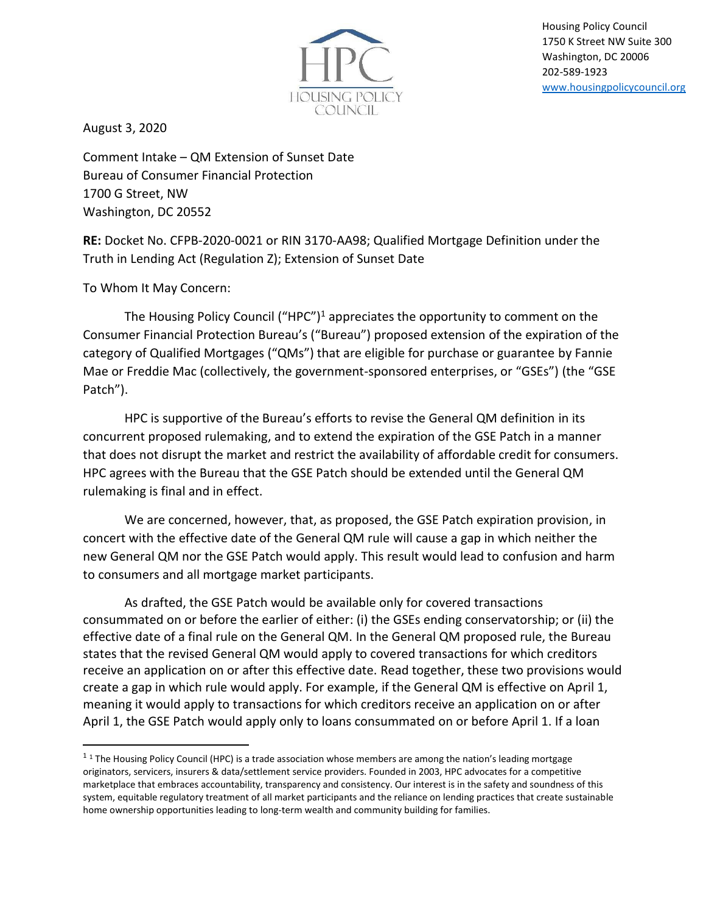HPC
HOUSING POLICY COUNCIL

Housing Policy Council
1750 K Street NW Suite 300
Washington, DC 20006
202-589-1923
www.housingpolicycouncil.org

August 3, 2020

Comment Intake – QM Extension of Sunset Date
Bureau of Consumer Financial Protection
1700 G Street, NW
Washington, DC 20552

**RE:** Docket No. CFPB-2020-0021 or RIN 3170-AA98; Qualified Mortgage Definition under the Truth in Lending Act (Regulation Z); Extension of Sunset Date

To Whom It May Concern:

The Housing Policy Council ("HPC")[1] appreciates the opportunity to comment on the Consumer Financial Protection Bureau's ("Bureau") proposed extension of the expiration of the category of Qualified Mortgages ("QMs") that are eligible for purchase or guarantee by Fannie Mae or Freddie Mac (collectively, the government-sponsored enterprises, or "GSEs") (the "GSE Patch").

HPC is supportive of the Bureau's efforts to revise the General QM definition in its concurrent proposed rulemaking, and to extend the expiration of the GSE Patch in a manner that does not disrupt the market and restrict the availability of affordable credit for consumers. HPC agrees with the Bureau that the GSE Patch should be extended until the General QM rulemaking is final and in effect.

We are concerned, however, that, as proposed, the GSE Patch expiration provision, in concert with the effective date of the General QM rule will cause a gap in which neither the new General QM nor the GSE Patch would apply. This result would lead to confusion and harm to consumers and all mortgage market participants.

As drafted, the GSE Patch would be available only for covered transactions consummated on or before the earlier of either: (i) the GSEs ending conservatorship; or (ii) the effective date of a final rule on the General QM. In the General QM proposed rule, the Bureau states that the revised General QM would apply to covered transactions for which creditors receive an application on or after this effective date. Read together, these two provisions would create a gap in which rule would apply. For example, if the General QM is effective on April 1, meaning it would apply to transactions for which creditors receive an application on or after April 1, the GSE Patch would apply only to loans consummated on or before April 1. If a loan

[1] [1] The Housing Policy Council (HPC) is a trade association whose members are among the nation's leading mortgage originators, servicers, insurers & data/settlement service providers. Founded in 2003, HPC advocates for a competitive marketplace that embraces accountability, transparency and consistency. Our interest is in the safety and soundness of this system, equitable regulatory treatment of all market participants and the reliance on lending practices that create sustainable home ownership opportunities leading to long-term wealth and community building for families.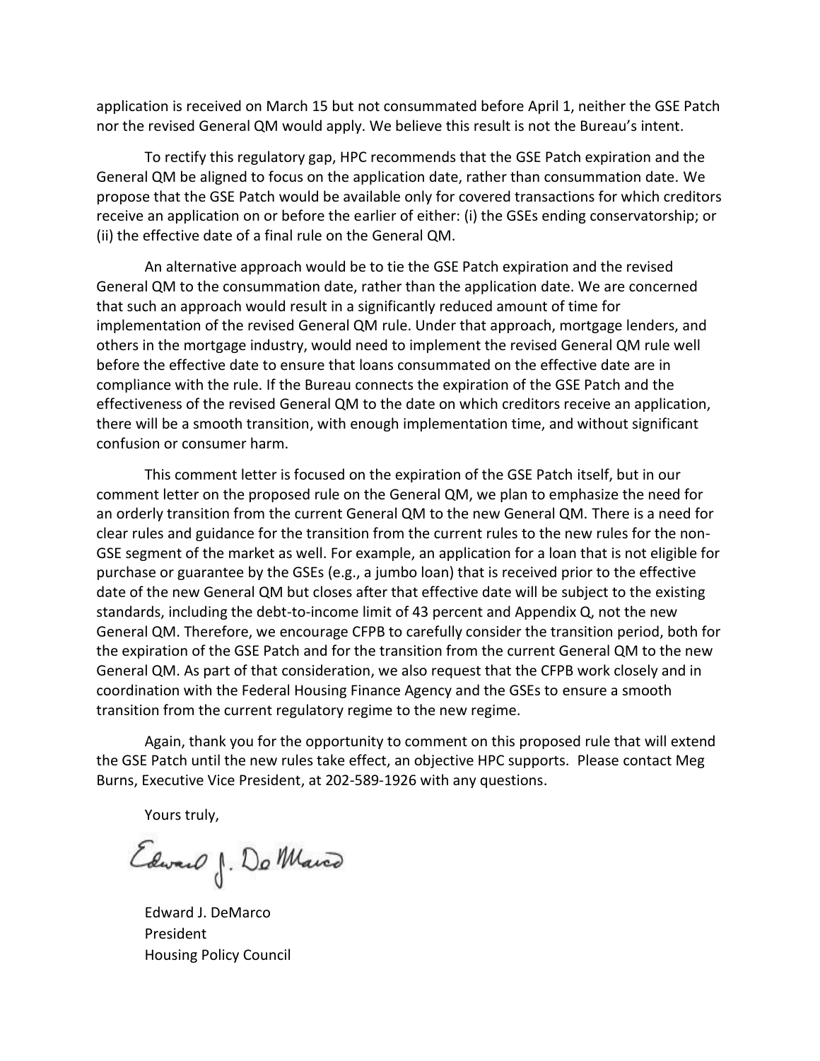application is received on March 15 but not consummated before April 1, neither the GSE Patch nor the revised General QM would apply. We believe this result is not the Bureau's intent.

To rectify this regulatory gap, HPC recommends that the GSE Patch expiration and the General QM be aligned to focus on the application date, rather than consummation date. We propose that the GSE Patch would be available only for covered transactions for which creditors receive an application on or before the earlier of either: (i) the GSEs ending conservatorship; or (ii) the effective date of a final rule on the General QM.

An alternative approach would be to tie the GSE Patch expiration and the revised General QM to the consummation date, rather than the application date. We are concerned that such an approach would result in a significantly reduced amount of time for implementation of the revised General QM rule. Under that approach, mortgage lenders, and others in the mortgage industry, would need to implement the revised General QM rule well before the effective date to ensure that loans consummated on the effective date are in compliance with the rule. If the Bureau connects the expiration of the GSE Patch and the effectiveness of the revised General QM to the date on which creditors receive an application, there will be a smooth transition, with enough implementation time, and without significant confusion or consumer harm.

This comment letter is focused on the expiration of the GSE Patch itself, but in our comment letter on the proposed rule on the General QM, we plan to emphasize the need for an orderly transition from the current General QM to the new General QM. There is a need for clear rules and guidance for the transition from the current rules to the new rules for the non-GSE segment of the market as well. For example, an application for a loan that is not eligible for purchase or guarantee by the GSEs (e.g., a jumbo loan) that is received prior to the effective date of the new General QM but closes after that effective date will be subject to the existing standards, including the debt-to-income limit of 43 percent and Appendix Q, not the new General QM. Therefore, we encourage CFPB to carefully consider the transition period, both for the expiration of the GSE Patch and for the transition from the current General QM to the new General QM. As part of that consideration, we also request that the CFPB work closely and in coordination with the Federal Housing Finance Agency and the GSEs to ensure a smooth transition from the current regulatory regime to the new regime.

Again, thank you for the opportunity to comment on this proposed rule that will extend the GSE Patch until the new rules take effect, an objective HPC supports. Please contact Meg Burns, Executive Vice President, at 202-589-1926 with any questions.

Yours truly,

Edward J. DeMarco

Edward J. DeMarco
President
Housing Policy Council